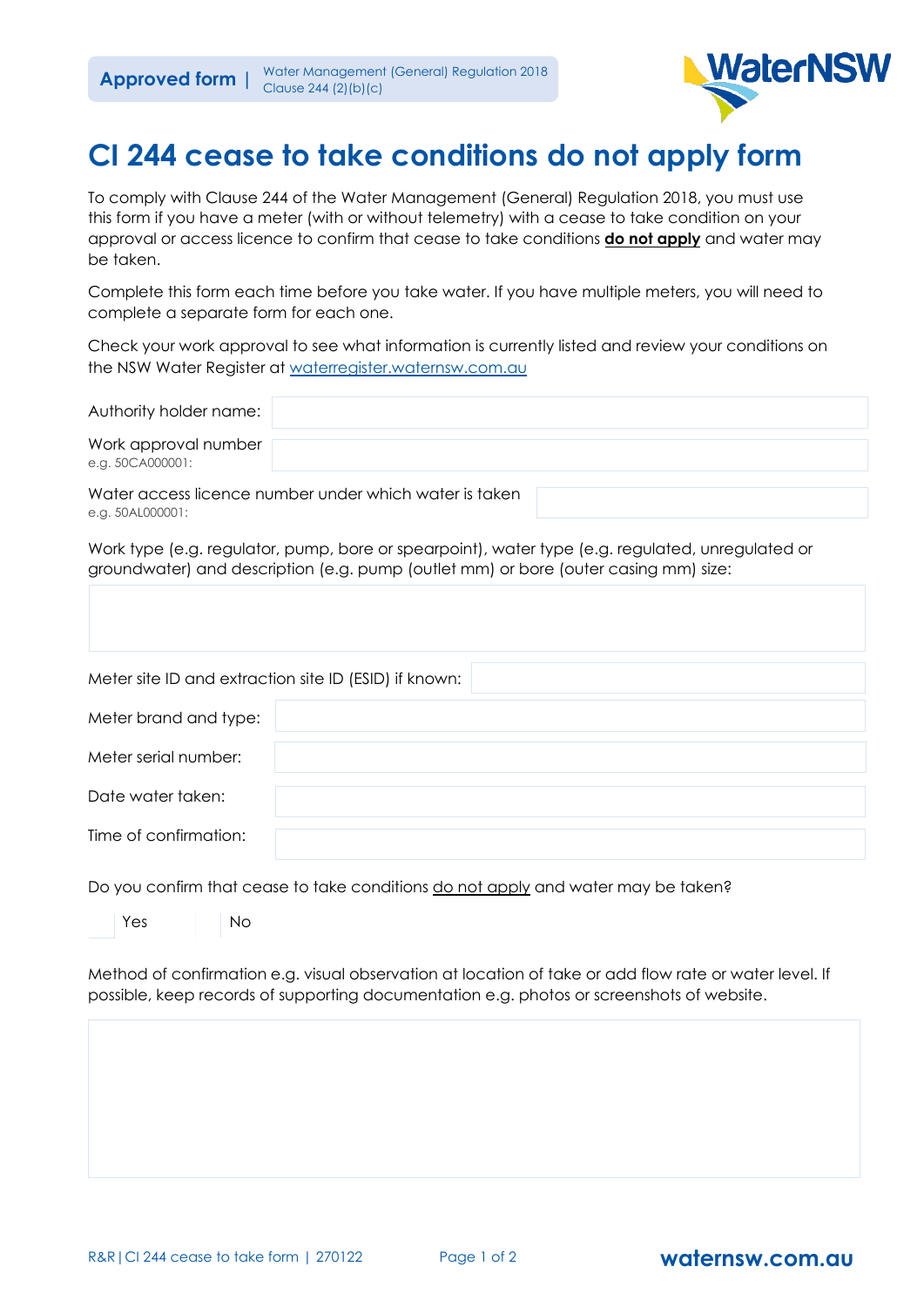Approved form | Water Management (General) Regulation 2018 Clause 244 (2)(b)(c)

# Cl 244 cease to take conditions do not apply form

To comply with Clause 244 of the Water Management (General) Regulation 2018, you must use this form if you have a meter (with or without telemetry) with a cease to take condition on your approval or access licence to confirm that cease to take conditions **do not apply** and water may be taken.

Complete this form each time before you take water. If you have multiple meters, you will need to complete a separate form for each one.

Check your work approval to see what information is currently listed and review your conditions on the NSW Water Register at waterregister.waternsw.com.au

Authority holder name:

Work approval number
e.g. 50CA000001:

Water access licence number under which water is taken
e.g. 50AL000001:

Work type (e.g. regulator, pump, bore or spearpoint), water type (e.g. regulated, unregulated or groundwater) and description (e.g. pump (outlet mm) or bore (outer casing mm) size:

Meter site ID and extraction site ID (ESID) if known:

Meter brand and type:

Meter serial number:

Date water taken:

Time of confirmation:

Do you confirm that cease to take conditions do not apply and water may be taken?

☐ Yes ☐ No

Method of confirmation e.g. visual observation at location of take or add flow rate or water level. If possible, keep records of supporting documentation e.g. photos or screenshots of website.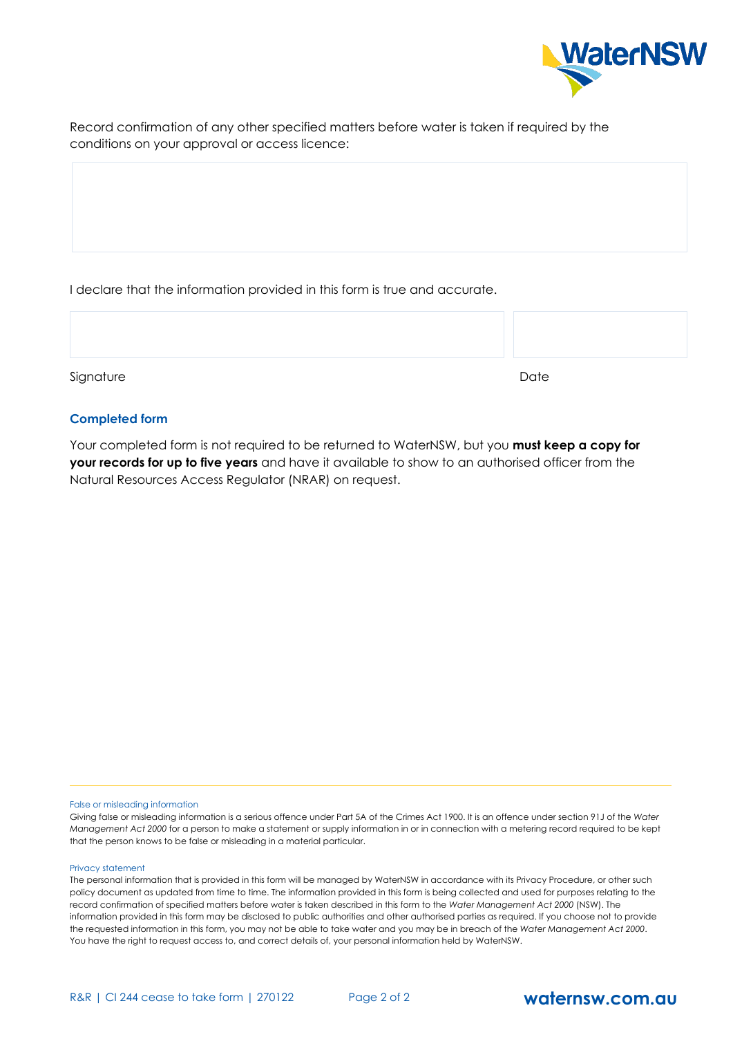Record confirmation of any other specified matters before water is taken if required by the conditions on your approval or access licence:

I declare that the information provided in this form is true and accurate.

Signature

Date

### Completed form

Your completed form is not required to be returned to WaterNSW, but you **must keep a copy for your records for up to five years** and have it available to show to an authorised officer from the Natural Resources Access Regulator (NRAR) on request.

False or misleading information

Giving false or misleading information is a serious offence under Part 5A of the Crimes Act 1900. It is an offence under section 91J of the *Water Management Act 2000* for a person to make a statement or supply information in or in connection with a metering record required to be kept that the person knows to be false or misleading in a material particular.

Privacy statement

The personal information that is provided in this form will be managed by WaterNSW in accordance with its Privacy Procedure, or other such policy document as updated from time to time. The information provided in this form is being collected and used for purposes relating to the record confirmation of specified matters before water is taken described in this form to the *Water Management Act 2000* (NSW). The information provided in this form may be disclosed to public authorities and other authorised parties as required. If you choose not to provide the requested information in this form, you may not be able to take water and you may be in breach of the *Water Management Act 2000*. You have the right to request access to, and correct details of, your personal information held by WaterNSW.